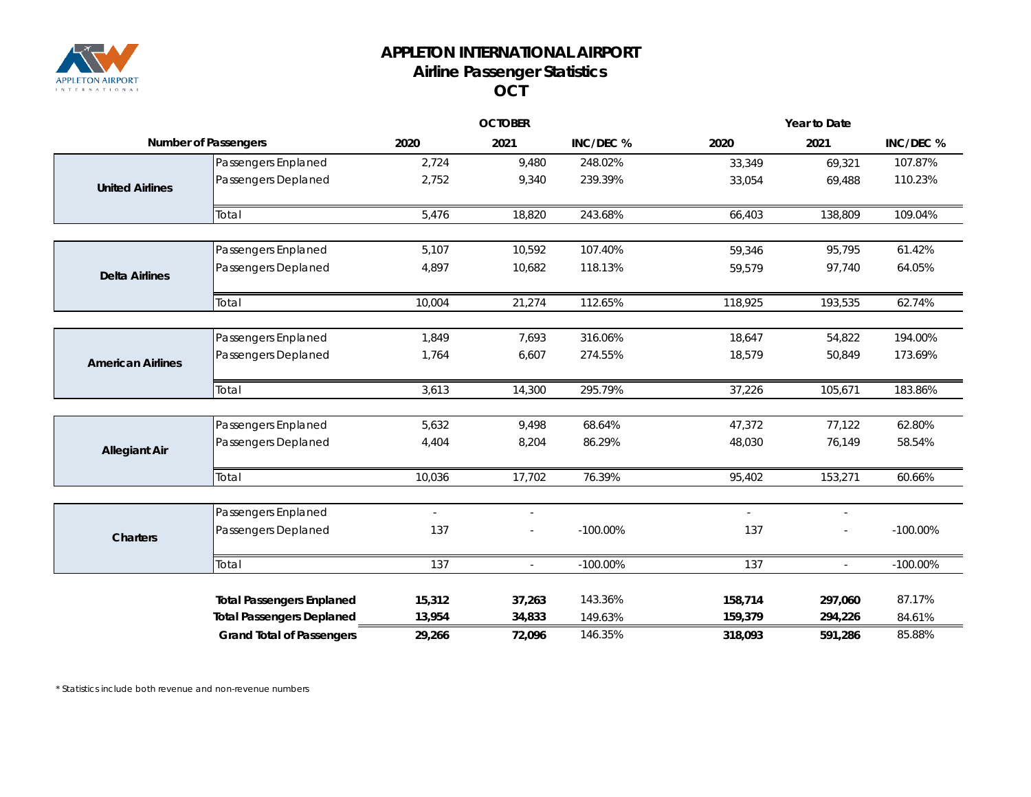# APPLETON INTERNATIONAL AIRPORT
## Airline Passenger Statistics
## OCT

| Number of Passengers | | OCTOBER 2020 | OCTOBER 2021 | INC/DEC % | Year to Date 2020 | Year to Date 2021 | INC/DEC % |
|---|---|---|---|---|---|---|---|
| United Airlines | Passengers Enplaned | 2,724 | 9,480 | 248.02% | 33,349 | 69,321 | 107.87% |
| | Passengers Deplaned | 2,752 | 9,340 | 239.39% | 33,054 | 69,488 | 110.23% |
| | Total | 5,476 | 18,820 | 243.68% | 66,403 | 138,809 | 109.04% |
| Delta Airlines | Passengers Enplaned | 5,107 | 10,592 | 107.40% | 59,346 | 95,795 | 61.42% |
| | Passengers Deplaned | 4,897 | 10,682 | 118.13% | 59,579 | 97,740 | 64.05% |
| | Total | 10,004 | 21,274 | 112.65% | 118,925 | 193,535 | 62.74% |
| American Airlines | Passengers Enplaned | 1,849 | 7,693 | 316.06% | 18,647 | 54,822 | 194.00% |
| | Passengers Deplaned | 1,764 | 6,607 | 274.55% | 18,579 | 50,849 | 173.69% |
| | Total | 3,613 | 14,300 | 295.79% | 37,226 | 105,671 | 183.86% |
| Allegiant Air | Passengers Enplaned | 5,632 | 9,498 | 68.64% | 47,372 | 77,122 | 62.80% |
| | Passengers Deplaned | 4,404 | 8,204 | 86.29% | 48,030 | 76,149 | 58.54% |
| | Total | 10,036 | 17,702 | 76.39% | 95,402 | 153,271 | 60.66% |
| Charters | Passengers Enplaned | - | - | | - | - | |
| | Passengers Deplaned | 137 | - | -100.00% | 137 | - | -100.00% |
| | Total | 137 | - | -100.00% | 137 | - | -100.00% |
| | **Total Passengers Enplaned** | **15,312** | **37,263** | 143.36% | **158,714** | **297,060** | 87.17% |
| | **Total Passengers Deplaned** | **13,954** | **34,833** | 149.63% | **159,379** | **294,226** | 84.61% |
| | **Grand Total of Passengers** | **29,266** | **72,096** | 146.35% | **318,093** | **591,286** | 85.88% |

* Statistics include both revenue and non-revenue numbers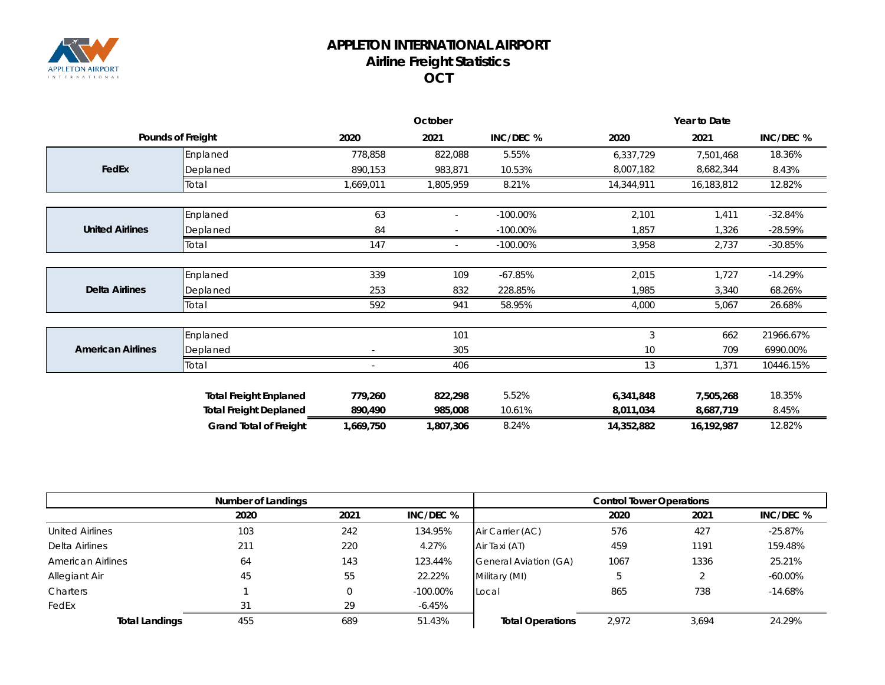# APPLETON INTERNATIONAL AIRPORT
## Airline Freight Statistics
## OCT

| Pounds of Freight | | October | | | Year to Date | | |
|---|---|---|---|---|---|---|---|
| | | 2020 | 2021 | INC/DEC % | 2020 | 2021 | INC/DEC % |
| **FedEx** | Enplaned | 778,858 | 822,088 | 5.55% | 6,337,729 | 7,501,468 | 18.36% |
| | Deplaned | 890,153 | 983,871 | 10.53% | 8,007,182 | 8,682,344 | 8.43% |
| | Total | 1,669,011 | 1,805,959 | 8.21% | 14,344,911 | 16,183,812 | 12.82% |
| **United Airlines** | Enplaned | 63 | - | -100.00% | 2,101 | 1,411 | -32.84% |
| | Deplaned | 84 | - | -100.00% | 1,857 | 1,326 | -28.59% |
| | Total | 147 | - | -100.00% | 3,958 | 2,737 | -30.85% |
| **Delta Airlines** | Enplaned | 339 | 109 | -67.85% | 2,015 | 1,727 | -14.29% |
| | Deplaned | 253 | 832 | 228.85% | 1,985 | 3,340 | 68.26% |
| | Total | 592 | 941 | 58.95% | 4,000 | 5,067 | 26.68% |
| **American Airlines** | Enplaned | | 101 | | 3 | 662 | 21966.67% |
| | Deplaned | - | 305 | | 10 | 709 | 6990.00% |
| | Total | - | 406 | | 13 | 1,371 | 10446.15% |
| | **Total Freight Enplaned** | **779,260** | **822,298** | 5.52% | **6,341,848** | **7,505,268** | 18.35% |
| | **Total Freight Deplaned** | **890,490** | **985,008** | 10.61% | **8,011,034** | **8,687,719** | 8.45% |
| | **Grand Total of Freight** | **1,669,750** | **1,807,306** | 8.24% | **14,352,882** | **16,192,987** | 12.82% |

| Number of Landings | 2020 | 2021 | INC/DEC % |
|---|---|---|---|
| United Airlines | 103 | 242 | 134.95% |
| Delta Airlines | 211 | 220 | 4.27% |
| American Airlines | 64 | 143 | 123.44% |
| Allegiant Air | 45 | 55 | 22.22% |
| Charters | 1 | 0 | -100.00% |
| FedEx | 31 | 29 | -6.45% |
| **Total Landings** | 455 | 689 | 51.43% |

| Control Tower Operations | 2020 | 2021 | INC/DEC % |
|---|---|---|---|
| Air Carrier (AC) | 576 | 427 | -25.87% |
| Air Taxi (AT) | 459 | 1191 | 159.48% |
| General Aviation (GA) | 1067 | 1336 | 25.21% |
| Military (MI) | 5 | 2 | -60.00% |
| Local | 865 | 738 | -14.68% |
| **Total Operations** | 2,972 | 3,694 | 24.29% |